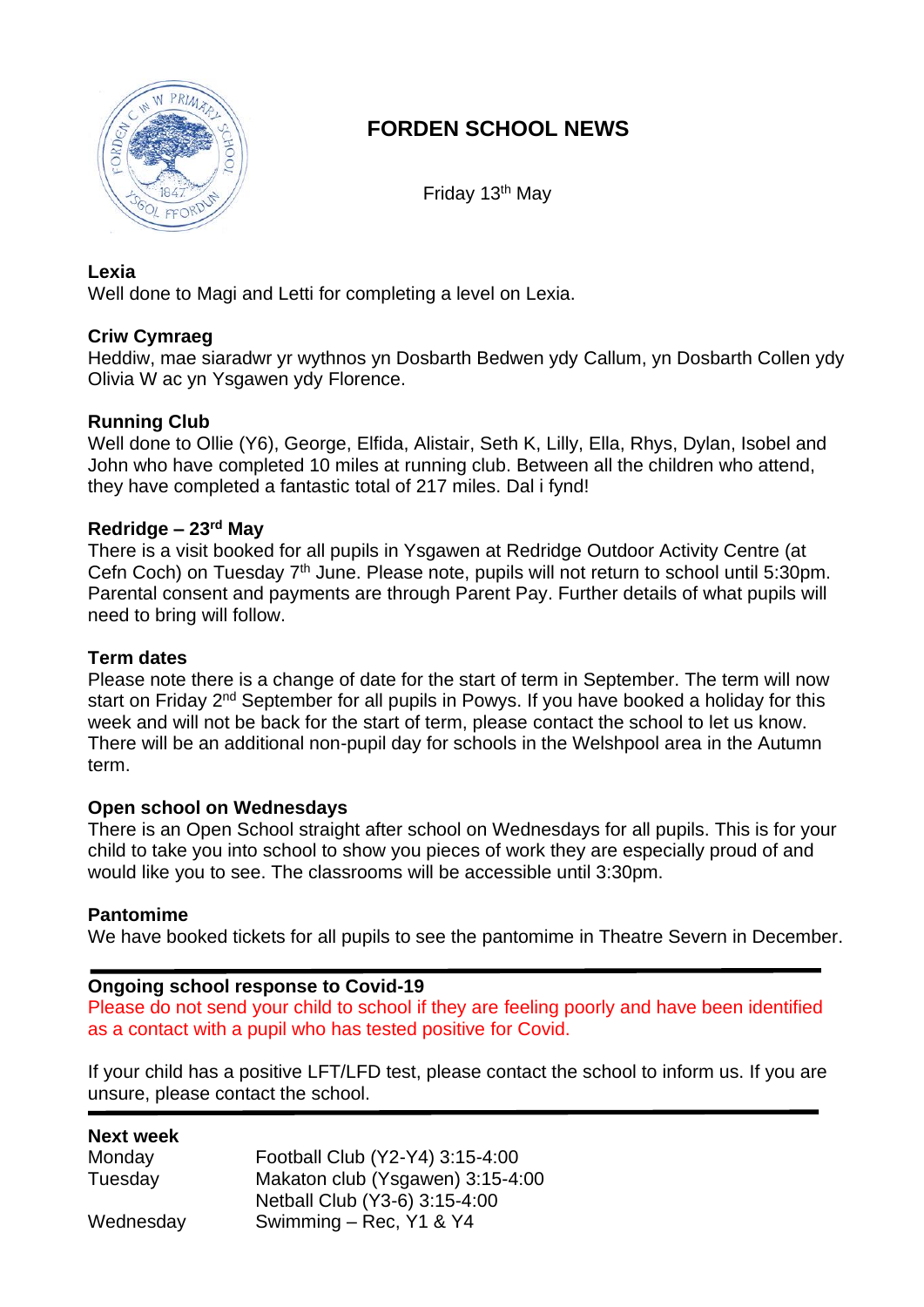# FORDEN SCHOOL NEWS

Friday 13th May

**Lexia**
Well done to Magi and Letti for completing a level on Lexia.

**Criw Cymraeg**
Heddiw, mae siaradwr yr wythnos yn Dosbarth Bedwen ydy Callum, yn Dosbarth Collen ydy Olivia W ac yn Ysgawen ydy Florence.

**Running Club**
Well done to Ollie (Y6), George, Elfida, Alistair, Seth K, Lilly, Ella, Rhys, Dylan, Isobel and John who have completed 10 miles at running club. Between all the children who attend, they have completed a fantastic total of 217 miles. Dal i fynd!

**Redridge – 23rd May**
There is a visit booked for all pupils in Ysgawen at Redridge Outdoor Activity Centre (at Cefn Coch) on Tuesday 7th June. Please note, pupils will not return to school until 5:30pm. Parental consent and payments are through Parent Pay. Further details of what pupils will need to bring will follow.

**Term dates**
Please note there is a change of date for the start of term in September. The term will now start on Friday 2nd September for all pupils in Powys. If you have booked a holiday for this week and will not be back for the start of term, please contact the school to let us know. There will be an additional non-pupil day for schools in the Welshpool area in the Autumn term.

**Open school on Wednesdays**
There is an Open School straight after school on Wednesdays for all pupils. This is for your child to take you into school to show you pieces of work they are especially proud of and would like you to see. The classrooms will be accessible until 3:30pm.

**Pantomime**
We have booked tickets for all pupils to see the pantomime in Theatre Severn in December.

---

**Ongoing school response to Covid-19**
Please do not send your child to school if they are feeling poorly and have been identified as a contact with a pupil who has tested positive for Covid.

If your child has a positive LFT/LFD test, please contact the school to inform us. If you are unsure, please contact the school.

---

**Next week**

| | |
|---|---|
| Monday | Football Club (Y2-Y4) 3:15-4:00 |
| Tuesday | Makaton club (Ysgawen) 3:15-4:00 |
| | Netball Club (Y3-6) 3:15-4:00 |
| Wednesday | Swimming – Rec, Y1 & Y4 |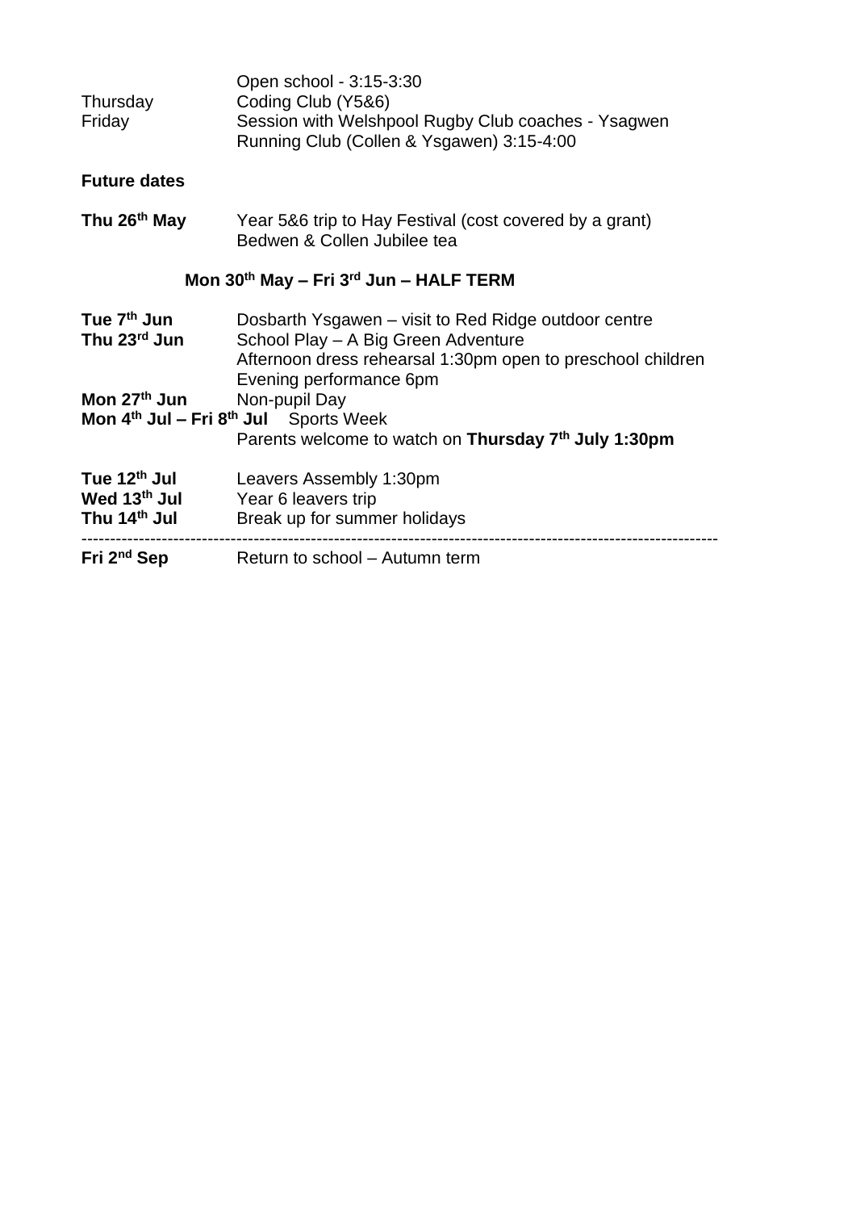| | |
|---|---|
| | Open school - 3:15-3:30 |
| Thursday | Coding Club (Y5&6) |
| Friday | Session with Welshpool Rugby Club coaches - Ysagwen |
| | Running Club (Collen & Ysgawen) 3:15-4:00 |

**Future dates**

| | |
|---|---|
| **Thu 26th May** | Year 5&6 trip to Hay Festival (cost covered by a grant) |
| | Bedwen & Collen Jubilee tea |

**Mon 30th May – Fri 3rd Jun – HALF TERM**

| | |
|---|---|
| **Tue 7th Jun** | Dosbarth Ysgawen – visit to Red Ridge outdoor centre |
| **Thu 23rd Jun** | School Play – A Big Green Adventure |
| | Afternoon dress rehearsal 1:30pm open to preschool children |
| | Evening performance 6pm |
| **Mon 27th Jun** | Non-pupil Day |
| **Mon 4th Jul – Fri 8th Jul** | Sports Week |
| | Parents welcome to watch on **Thursday 7th July 1:30pm** |
| **Tue 12th Jul** | Leavers Assembly 1:30pm |
| **Wed 13th Jul** | Year 6 leavers trip |
| **Thu 14th Jul** | Break up for summer holidays |

---

| | |
|---|---|
| **Fri 2nd Sep** | Return to school – Autumn term |